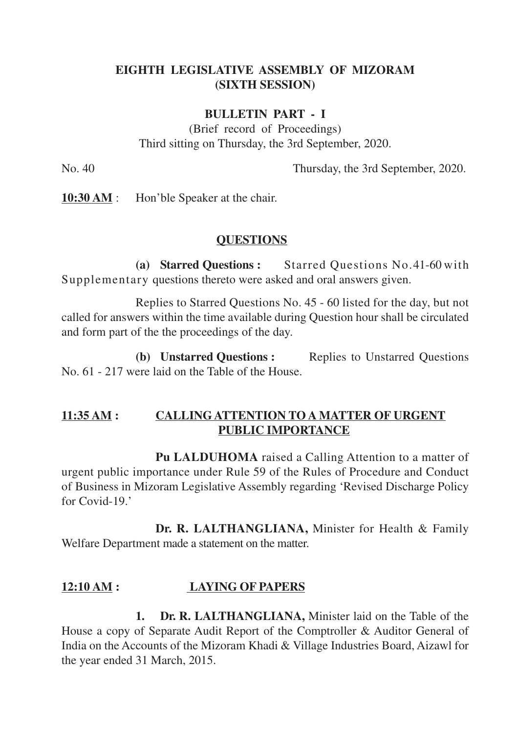# EIGHTH LEGISLATIVE ASSEMBLY OF MIZORAM
## (SIXTH SESSION)

### BULLETIN PART - I

(Brief record of Proceedings)
Third sitting on Thursday, the 3rd September, 2020.

No. 40 Thursday, the 3rd September, 2020.

**10:30 AM** : Hon'ble Speaker at the chair.

### QUESTIONS

**(a) Starred Questions :** Starred Questions No.41-60 with Supplementary questions thereto were asked and oral answers given.

Replies to Starred Questions No. 45 - 60 listed for the day, but not called for answers within the time available during Question hour shall be circulated and form part of the the proceedings of the day.

**(b) Unstarred Questions :** Replies to Unstarred Questions No. 61 - 217 were laid on the Table of the House.

**11:35 AM : CALLING ATTENTION TO A MATTER OF URGENT PUBLIC IMPORTANCE**

**Pu LALDUHOMA** raised a Calling Attention to a matter of urgent public importance under Rule 59 of the Rules of Procedure and Conduct of Business in Mizoram Legislative Assembly regarding 'Revised Discharge Policy for Covid-19.'

**Dr. R. LALTHANGLIANA,** Minister for Health & Family Welfare Department made a statement on the matter.

**12:10 AM : LAYING OF PAPERS**

**1. Dr. R. LALTHANGLIANA,** Minister laid on the Table of the House a copy of Separate Audit Report of the Comptroller & Auditor General of India on the Accounts of the Mizoram Khadi & Village Industries Board, Aizawl for the year ended 31 March, 2015.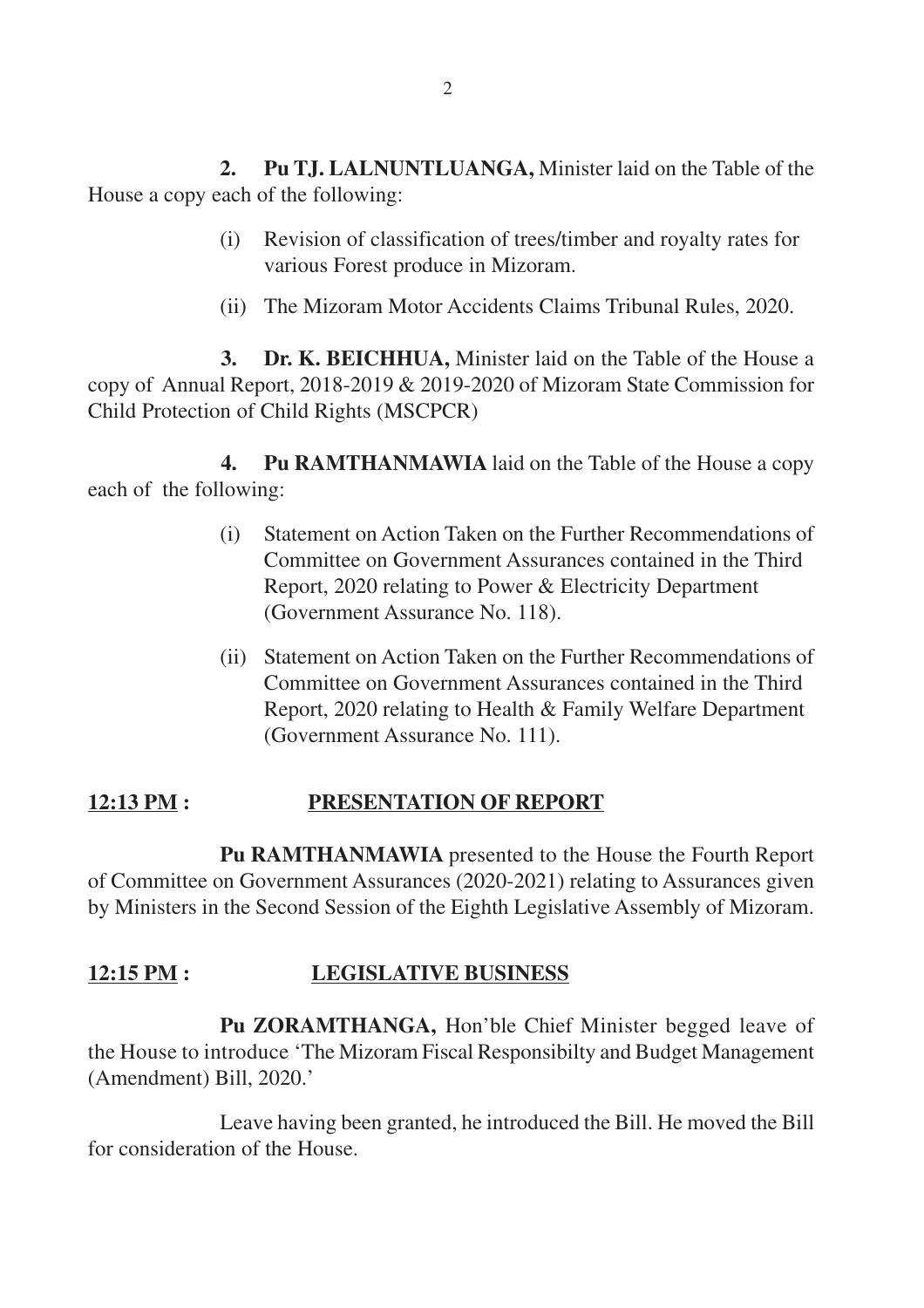**2. Pu TJ. LALNUNTLUANGA,** Minister laid on the Table of the House a copy each of the following:

(i) Revision of classification of trees/timber and royalty rates for various Forest produce in Mizoram.

(ii) The Mizoram Motor Accidents Claims Tribunal Rules, 2020.

**3. Dr. K. BEICHHUA,** Minister laid on the Table of the House a copy of Annual Report, 2018-2019 & 2019-2020 of Mizoram State Commission for Child Protection of Child Rights (MSCPCR)

**4. Pu RAMTHANMAWIA** laid on the Table of the House a copy each of the following:

(i) Statement on Action Taken on the Further Recommendations of Committee on Government Assurances contained in the Third Report, 2020 relating to Power & Electricity Department (Government Assurance No. 118).

(ii) Statement on Action Taken on the Further Recommendations of Committee on Government Assurances contained in the Third Report, 2020 relating to Health & Family Welfare Department (Government Assurance No. 111).

**12:13 PM : PRESENTATION OF REPORT**

**Pu RAMTHANMAWIA** presented to the House the Fourth Report of Committee on Government Assurances (2020-2021) relating to Assurances given by Ministers in the Second Session of the Eighth Legislative Assembly of Mizoram.

**12:15 PM : LEGISLATIVE BUSINESS**

**Pu ZORAMTHANGA,** Hon'ble Chief Minister begged leave of the House to introduce 'The Mizoram Fiscal Responsibilty and Budget Management (Amendment) Bill, 2020.'

Leave having been granted, he introduced the Bill. He moved the Bill for consideration of the House.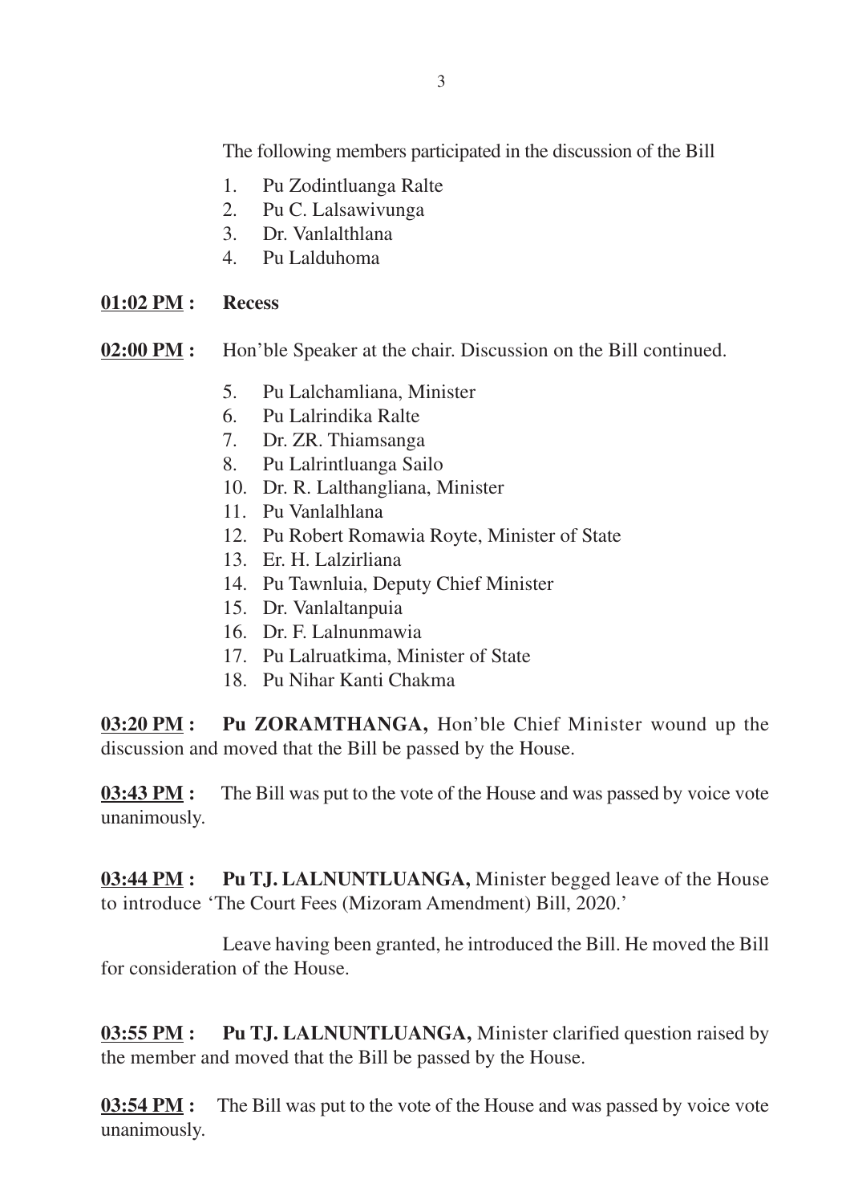The following members participated in the discussion of the Bill

1. Pu Zodintluanga Ralte
2. Pu C. Lalsawivunga
3. Dr. Vanlalthlana
4. Pu Lalduhoma

**<u>01:02 PM</u> :** **Recess**

**<u>02:00 PM</u> :** Hon'ble Speaker at the chair. Discussion on the Bill continued.

5. Pu Lalchamliana, Minister
6. Pu Lalrindika Ralte
7. Dr. ZR. Thiamsanga
8. Pu Lalrintluanga Sailo
10. Dr. R. Lalthangliana, Minister
11. Pu Vanlalhlana
12. Pu Robert Romawia Royte, Minister of State
13. Er. H. Lalzirliana
14. Pu Tawnluia, Deputy Chief Minister
15. Dr. Vanlaltanpuia
16. Dr. F. Lalnunmawia
17. Pu Lalruatkima, Minister of State
18. Pu Nihar Kanti Chakma

**<u>03:20 PM</u> :** **Pu ZORAMTHANGA,** Hon'ble Chief Minister wound up the discussion and moved that the Bill be passed by the House.

**<u>03:43 PM</u> :** The Bill was put to the vote of the House and was passed by voice vote unanimously.

**<u>03:44 PM</u> :** **Pu TJ. LALNUNTLUANGA,** Minister begged leave of the House to introduce 'The Court Fees (Mizoram Amendment) Bill, 2020.'

Leave having been granted, he introduced the Bill. He moved the Bill for consideration of the House.

**<u>03:55 PM</u> :** **Pu TJ. LALNUNTLUANGA,** Minister clarified question raised by the member and moved that the Bill be passed by the House.

**<u>03:54 PM</u> :** The Bill was put to the vote of the House and was passed by voice vote unanimously.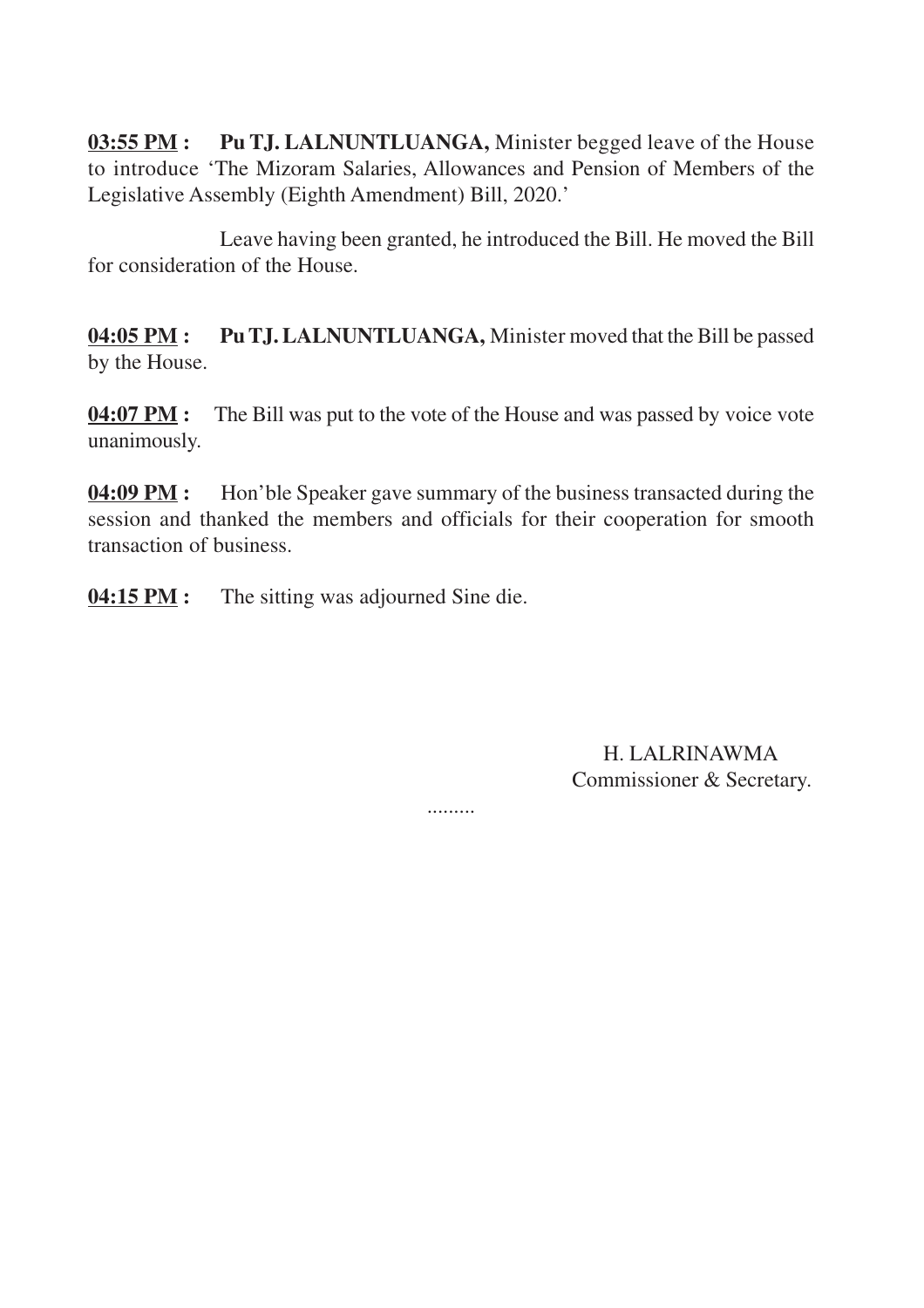**03:55 PM :** **Pu TJ. LALNUNTLUANGA,** Minister begged leave of the House to introduce 'The Mizoram Salaries, Allowances and Pension of Members of the Legislative Assembly (Eighth Amendment) Bill, 2020.'

Leave having been granted, he introduced the Bill. He moved the Bill for consideration of the House.

**04:05 PM :** **Pu TJ. LALNUNTLUANGA,** Minister moved that the Bill be passed by the House.

**04:07 PM :** The Bill was put to the vote of the House and was passed by voice vote unanimously.

**04:09 PM :** Hon'ble Speaker gave summary of the business transacted during the session and thanked the members and officials for their cooperation for smooth transaction of business.

**04:15 PM :** The sitting was adjourned Sine die.

H. LALRINAWMA
Commissioner & Secretary.

.........